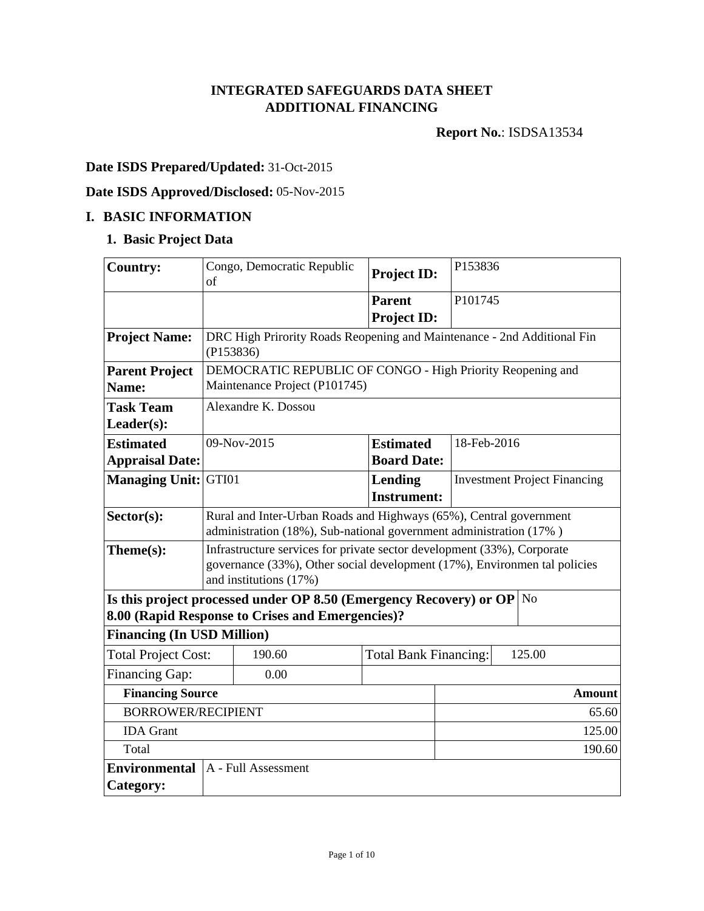# INTEGRATED SAFEGUARDS DATA SHEET
# ADDITIONAL FINANCING

**Report No.**: ISDSA13534

**Date ISDS Prepared/Updated:** 31-Oct-2015

**Date ISDS Approved/Disclosed:** 05-Nov-2015

## I. BASIC INFORMATION

### 1. Basic Project Data

| | | | |
|---|---|---|---|
| **Country:** | Congo, Democratic Republic of | **Project ID:** | P153836 |
| | | **Parent Project ID:** | P101745 |
| **Project Name:** | DRC High Prirority Roads Reopening and Maintenance - 2nd Additional Fin (P153836) | | |
| **Parent Project Name:** | DEMOCRATIC REPUBLIC OF CONGO - High Priority Reopening and Maintenance Project (P101745) | | |
| **Task Team Leader(s):** | Alexandre K. Dossou | | |
| **Estimated Appraisal Date:** | 09-Nov-2015 | **Estimated Board Date:** | 18-Feb-2016 |
| **Managing Unit:** | GTI01 | **Lending Instrument:** | Investment Project Financing |
| **Sector(s):** | Rural and Inter-Urban Roads and Highways (65%), Central government administration (18%), Sub-national government administration (17% ) | | |
| **Theme(s):** | Infrastructure services for private sector development (33%), Corporate governance (33%), Other social development (17%), Environmen tal policies and institutions (17%) | | |
| **Is this project processed under OP 8.50 (Emergency Recovery) or OP 8.00 (Rapid Response to Crises and Emergencies)?** | | | No |

**Financing (In USD Million)**

| | | | |
|---|---|---|---|
| Total Project Cost: | 190.60 | Total Bank Financing: | 125.00 |
| Financing Gap: | 0.00 | | |

| **Financing Source** | **Amount** |
|---|---|
| BORROWER/RECIPIENT | 65.60 |
| IDA Grant | 125.00 |
| Total | 190.60 |

| | |
|---|---|
| **Environmental Category:** | A - Full Assessment |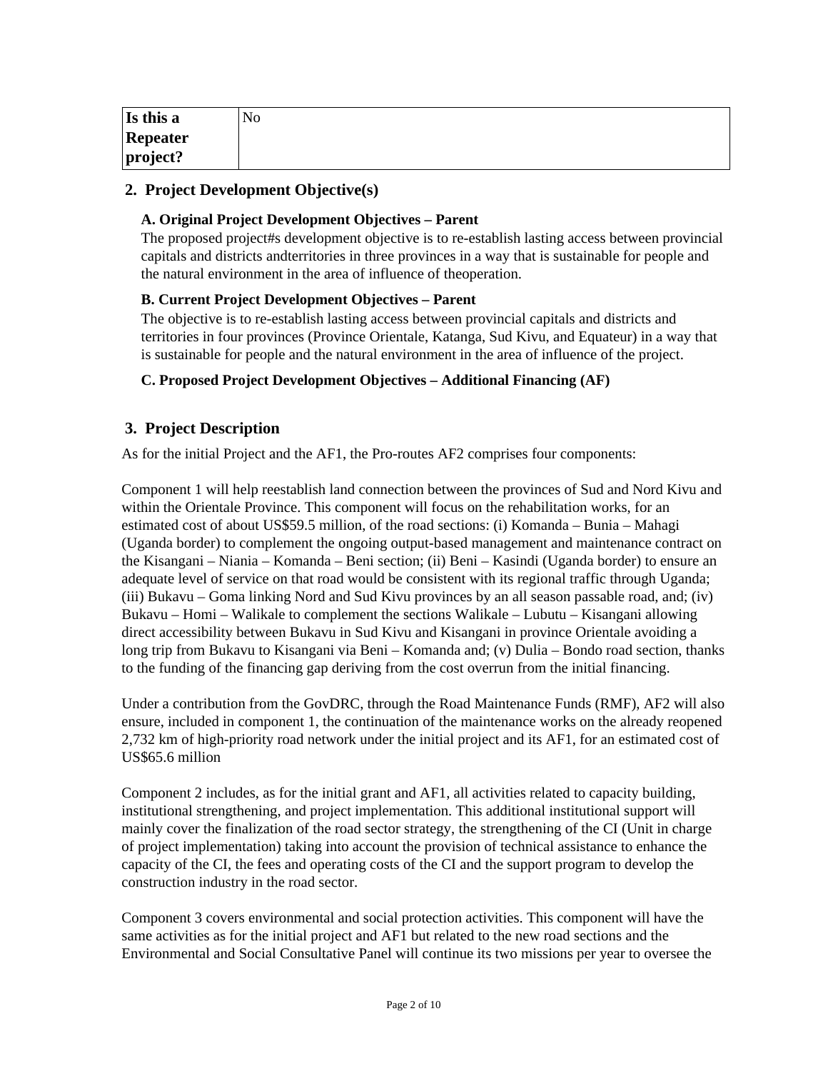| Is this a Repeater project? | No |
|---|---|

## 2. Project Development Objective(s)

### A. Original Project Development Objectives – Parent

The proposed project#s development objective is to re-establish lasting access between provincial capitals and districts andterritories in three provinces in a way that is sustainable for people and the natural environment in the area of influence of theoperation.

### B. Current Project Development Objectives – Parent

The objective is to re-establish lasting access between provincial capitals and districts and territories in four provinces (Province Orientale, Katanga, Sud Kivu, and Equateur) in a way that is sustainable for people and the natural environment in the area of influence of the project.

### C. Proposed Project Development Objectives – Additional Financing (AF)

## 3. Project Description

As for the initial Project and the AF1, the Pro-routes AF2 comprises four components:

Component 1 will help reestablish land connection between the provinces of Sud and Nord Kivu and within the Orientale Province. This component will focus on the rehabilitation works, for an estimated cost of about US$59.5 million, of the road sections: (i) Komanda – Bunia – Mahagi (Uganda border) to complement the ongoing output-based management and maintenance contract on the Kisangani – Niania – Komanda – Beni section; (ii) Beni – Kasindi (Uganda border) to ensure an adequate level of service on that road would be consistent with its regional traffic through Uganda; (iii) Bukavu – Goma linking Nord and Sud Kivu provinces by an all season passable road, and; (iv) Bukavu – Homi – Walikale to complement the sections Walikale – Lubutu – Kisangani allowing direct accessibility between Bukavu in Sud Kivu and Kisangani in province Orientale avoiding a long trip from Bukavu to Kisangani via Beni – Komanda and; (v) Dulia – Bondo road section, thanks to the funding of the financing gap deriving from the cost overrun from the initial financing.

Under a contribution from the GovDRC, through the Road Maintenance Funds (RMF), AF2 will also ensure, included in component 1, the continuation of the maintenance works on the already reopened 2,732 km of high-priority road network under the initial project and its AF1, for an estimated cost of US$65.6 million

Component 2 includes, as for the initial grant and AF1, all activities related to capacity building, institutional strengthening, and project implementation. This additional institutional support will mainly cover the finalization of the road sector strategy, the strengthening of the CI (Unit in charge of project implementation) taking into account the provision of technical assistance to enhance the capacity of the CI, the fees and operating costs of the CI and the support program to develop the construction industry in the road sector.

Component 3 covers environmental and social protection activities. This component will have the same activities as for the initial project and AF1 but related to the new road sections and the Environmental and Social Consultative Panel will continue its two missions per year to oversee the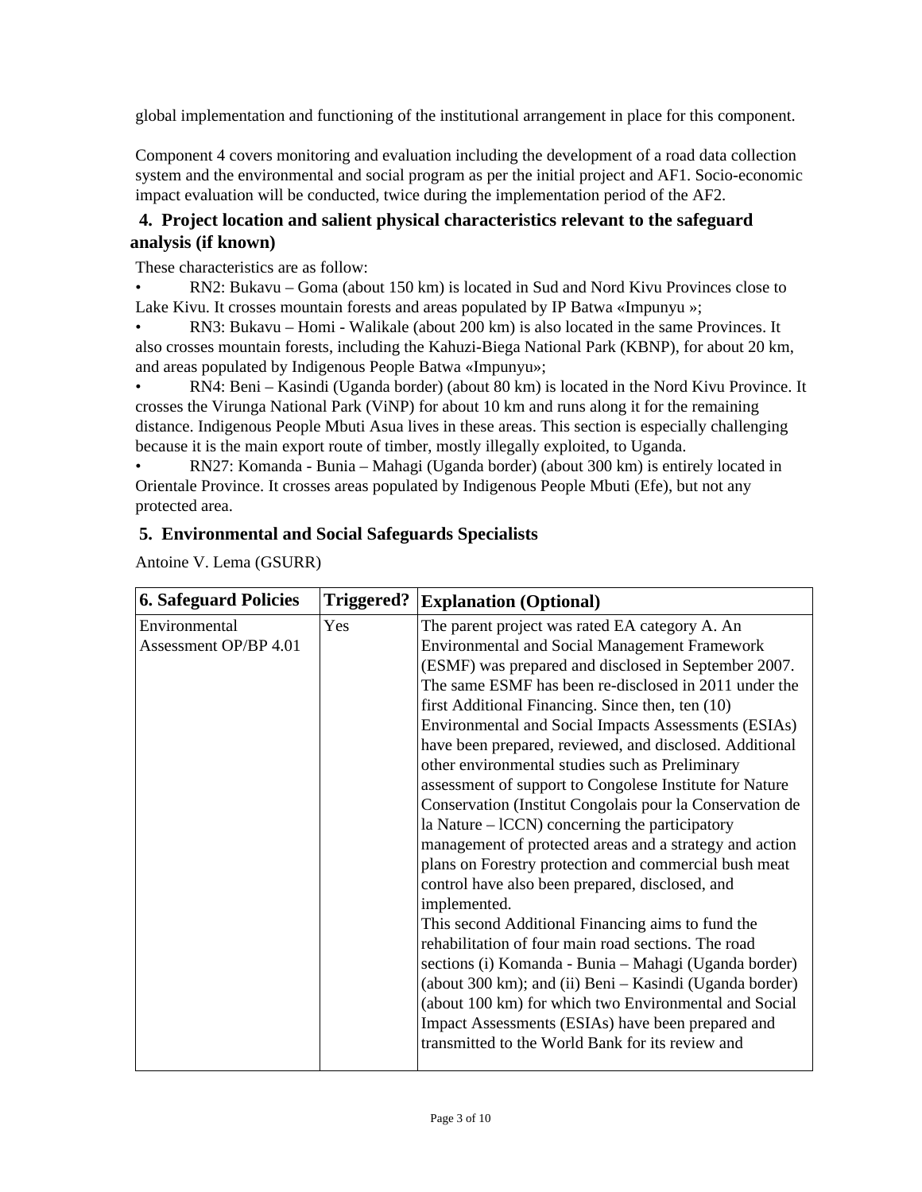global implementation and functioning of the institutional arrangement in place for this component.

Component 4 covers monitoring and evaluation including the development of a road data collection system and the environmental and social program as per the initial project and AF1. Socio-economic impact evaluation will be conducted, twice during the implementation period of the AF2.

## 4. Project location and salient physical characteristics relevant to the safeguard analysis (if known)

These characteristics are as follow:

- RN2: Bukavu – Goma (about 150 km) is located in Sud and Nord Kivu Provinces close to Lake Kivu. It crosses mountain forests and areas populated by IP Batwa «Impunyu »;
- RN3: Bukavu – Homi - Walikale (about 200 km) is also located in the same Provinces. It also crosses mountain forests, including the Kahuzi-Biega National Park (KBNP), for about 20 km, and areas populated by Indigenous People Batwa «Impunyu»;
- RN4: Beni – Kasindi (Uganda border) (about 80 km) is located in the Nord Kivu Province. It crosses the Virunga National Park (ViNP) for about 10 km and runs along it for the remaining distance. Indigenous People Mbuti Asua lives in these areas. This section is especially challenging because it is the main export route of timber, mostly illegally exploited, to Uganda.
- RN27: Komanda - Bunia – Mahagi (Uganda border) (about 300 km) is entirely located in Orientale Province. It crosses areas populated by Indigenous People Mbuti (Efe), but not any protected area.

## 5. Environmental and Social Safeguards Specialists

Antoine V. Lema (GSURR)

| 6. Safeguard Policies | Triggered? | Explanation (Optional) |
|---|---|---|
| Environmental Assessment OP/BP 4.01 | Yes | The parent project was rated EA category A. An Environmental and Social Management Framework (ESMF) was prepared and disclosed in September 2007. The same ESMF has been re-disclosed in 2011 under the first Additional Financing. Since then, ten (10) Environmental and Social Impacts Assessments (ESIAs) have been prepared, reviewed, and disclosed. Additional other environmental studies such as Preliminary assessment of support to Congolese Institute for Nature Conservation (Institut Congolais pour la Conservation de la Nature – lCCN) concerning the participatory management of protected areas and a strategy and action plans on Forestry protection and commercial bush meat control have also been prepared, disclosed, and implemented.<br>This second Additional Financing aims to fund the rehabilitation of four main road sections. The road sections (i) Komanda - Bunia – Mahagi (Uganda border) (about 300 km); and (ii) Beni – Kasindi (Uganda border) (about 100 km) for which two Environmental and Social Impact Assessments (ESIAs) have been prepared and transmitted to the World Bank for its review and |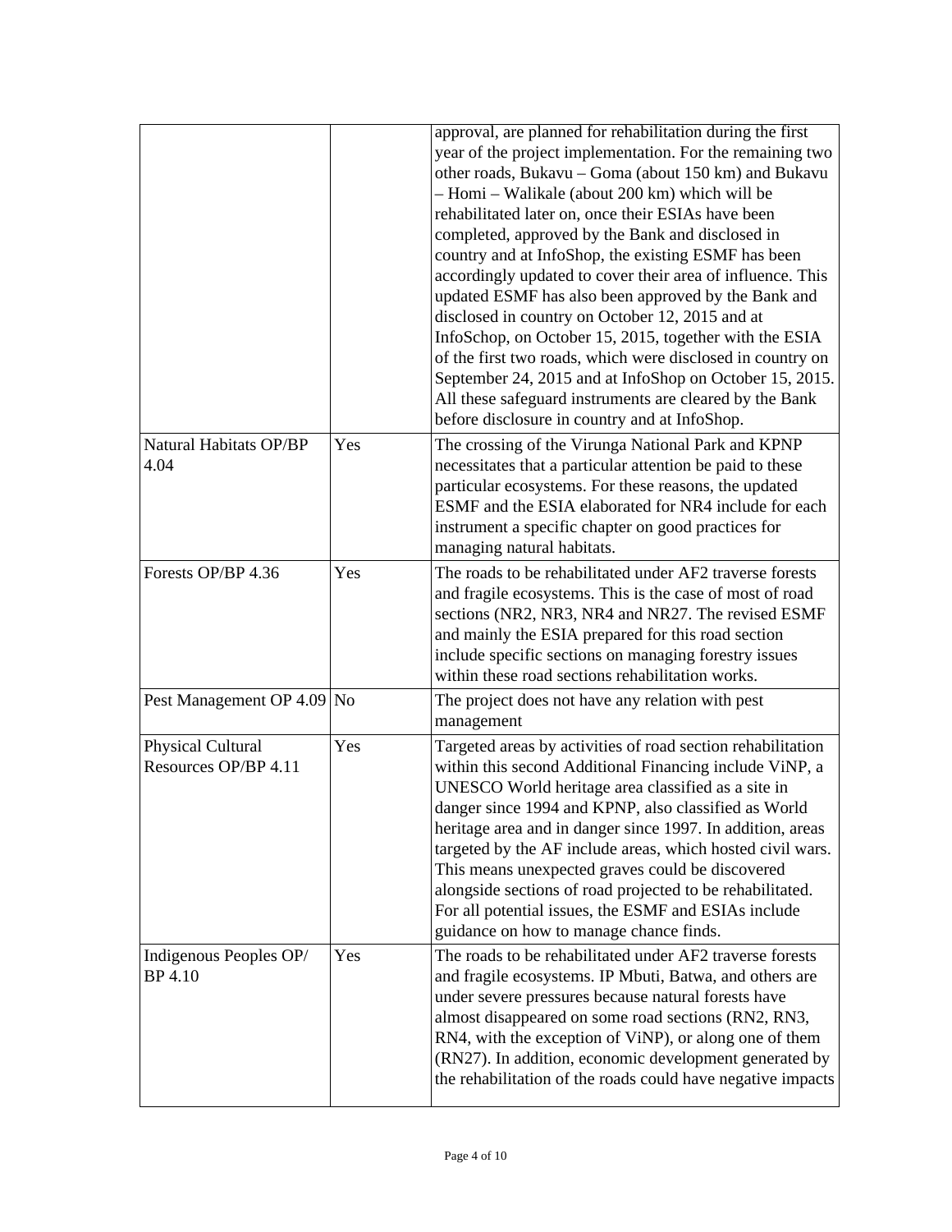| | | |
|---|---|---|
| | | approval, are planned for rehabilitation during the first year of the project implementation. For the remaining two other roads, Bukavu – Goma (about 150 km) and Bukavu – Homi – Walikale (about 200 km) which will be rehabilitated later on, once their ESIAs have been completed, approved by the Bank and disclosed in country and at InfoShop, the existing ESMF has been accordingly updated to cover their area of influence. This updated ESMF has also been approved by the Bank and disclosed in country on October 12, 2015 and at InfoSchop, on October 15, 2015, together with the ESIA of the first two roads, which were disclosed in country on September 24, 2015 and at InfoShop on October 15, 2015. All these safeguard instruments are cleared by the Bank before disclosure in country and at InfoShop. |
| Natural Habitats OP/BP 4.04 | Yes | The crossing of the Virunga National Park and KPNP necessitates that a particular attention be paid to these particular ecosystems. For these reasons, the updated ESMF and the ESIA elaborated for NR4 include for each instrument a specific chapter on good practices for managing natural habitats. |
| Forests OP/BP 4.36 | Yes | The roads to be rehabilitated under AF2 traverse forests and fragile ecosystems. This is the case of most of road sections (NR2, NR3, NR4 and NR27. The revised ESMF and mainly the ESIA prepared for this road section include specific sections on managing forestry issues within these road sections rehabilitation works. |
| Pest Management OP 4.09 | No | The project does not have any relation with pest management |
| Physical Cultural Resources OP/BP 4.11 | Yes | Targeted areas by activities of road section rehabilitation within this second Additional Financing include ViNP, a UNESCO World heritage area classified as a site in danger since 1994 and KPNP, also classified as World heritage area and in danger since 1997. In addition, areas targeted by the AF include areas, which hosted civil wars. This means unexpected graves could be discovered alongside sections of road projected to be rehabilitated. For all potential issues, the ESMF and ESIAs include guidance on how to manage chance finds. |
| Indigenous Peoples OP/ BP 4.10 | Yes | The roads to be rehabilitated under AF2 traverse forests and fragile ecosystems. IP Mbuti, Batwa, and others are under severe pressures because natural forests have almost disappeared on some road sections (RN2, RN3, RN4, with the exception of ViNP), or along one of them (RN27). In addition, economic development generated by the rehabilitation of the roads could have negative impacts |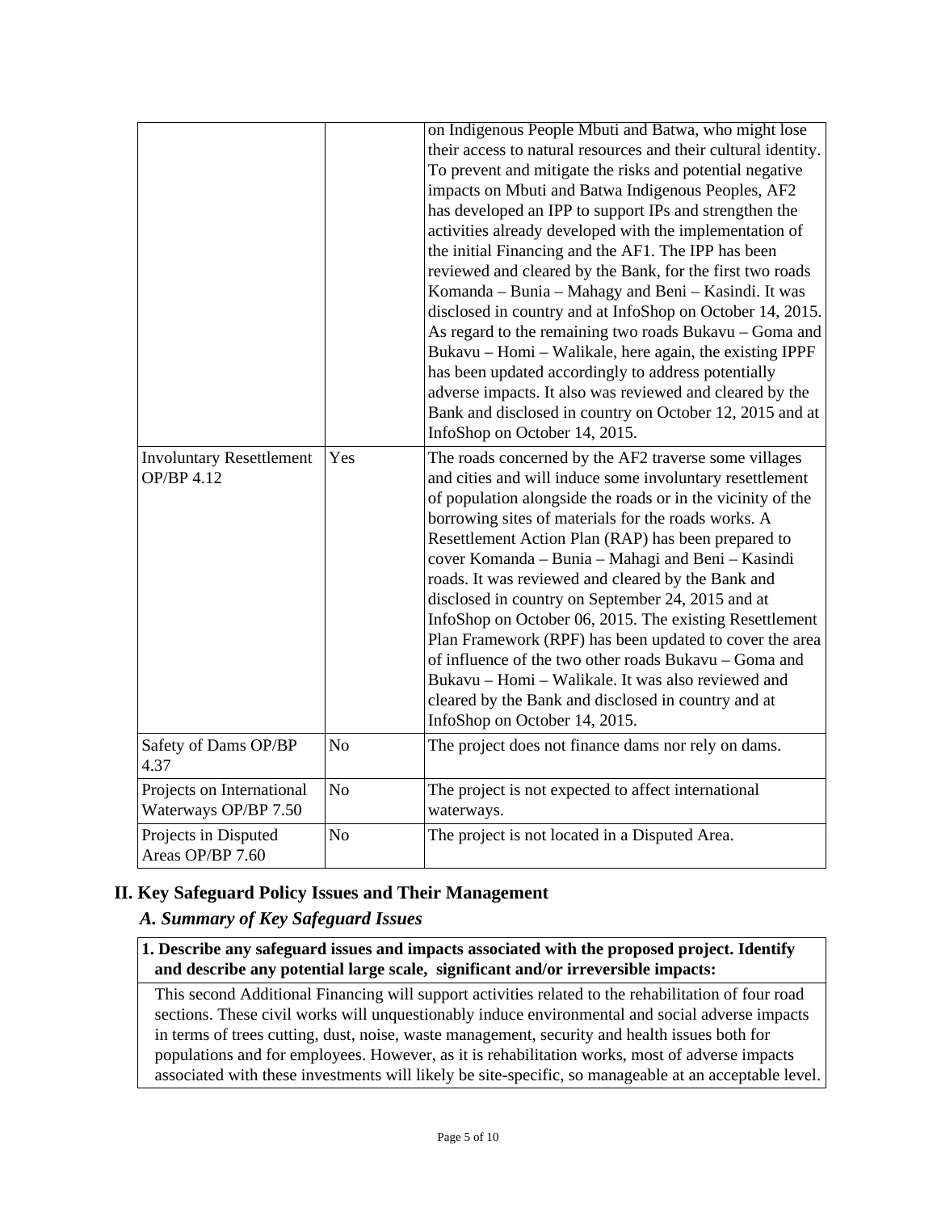| | | |
|---|---|---|
| | | on Indigenous People Mbuti and Batwa, who might lose their access to natural resources and their cultural identity. To prevent and mitigate the risks and potential negative impacts on Mbuti and Batwa Indigenous Peoples, AF2 has developed an IPP to support IPs and strengthen the activities already developed with the implementation of the initial Financing and the AF1. The IPP has been reviewed and cleared by the Bank, for the first two roads Komanda – Bunia – Mahagy and Beni – Kasindi. It was disclosed in country and at InfoShop on October 14, 2015. As regard to the remaining two roads Bukavu – Goma and Bukavu – Homi – Walikale, here again, the existing IPPF has been updated accordingly to address potentially adverse impacts. It also was reviewed and cleared by the Bank and disclosed in country on October 12, 2015 and at InfoShop on October 14, 2015. |
| Involuntary Resettlement OP/BP 4.12 | Yes | The roads concerned by the AF2 traverse some villages and cities and will induce some involuntary resettlement of population alongside the roads or in the vicinity of the borrowing sites of materials for the roads works. A Resettlement Action Plan (RAP) has been prepared to cover Komanda – Bunia – Mahagi and Beni – Kasindi roads. It was reviewed and cleared by the Bank and disclosed in country on September 24, 2015 and at InfoShop on October 06, 2015. The existing Resettlement Plan Framework (RPF) has been updated to cover the area of influence of the two other roads Bukavu – Goma and Bukavu – Homi – Walikale. It was also reviewed and cleared by the Bank and disclosed in country and at InfoShop on October 14, 2015. |
| Safety of Dams OP/BP 4.37 | No | The project does not finance dams nor rely on dams. |
| Projects on International Waterways OP/BP 7.50 | No | The project is not expected to affect international waterways. |
| Projects in Disputed Areas OP/BP 7.60 | No | The project is not located in a Disputed Area. |

## II. Key Safeguard Policy Issues and Their Management

### *A. Summary of Key Safeguard Issues*

**1. Describe any safeguard issues and impacts associated with the proposed project. Identify and describe any potential large scale, significant and/or irreversible impacts:**

This second Additional Financing will support activities related to the rehabilitation of four road sections. These civil works will unquestionably induce environmental and social adverse impacts in terms of trees cutting, dust, noise, waste management, security and health issues both for populations and for employees. However, as it is rehabilitation works, most of adverse impacts associated with these investments will likely be site-specific, so manageable at an acceptable level.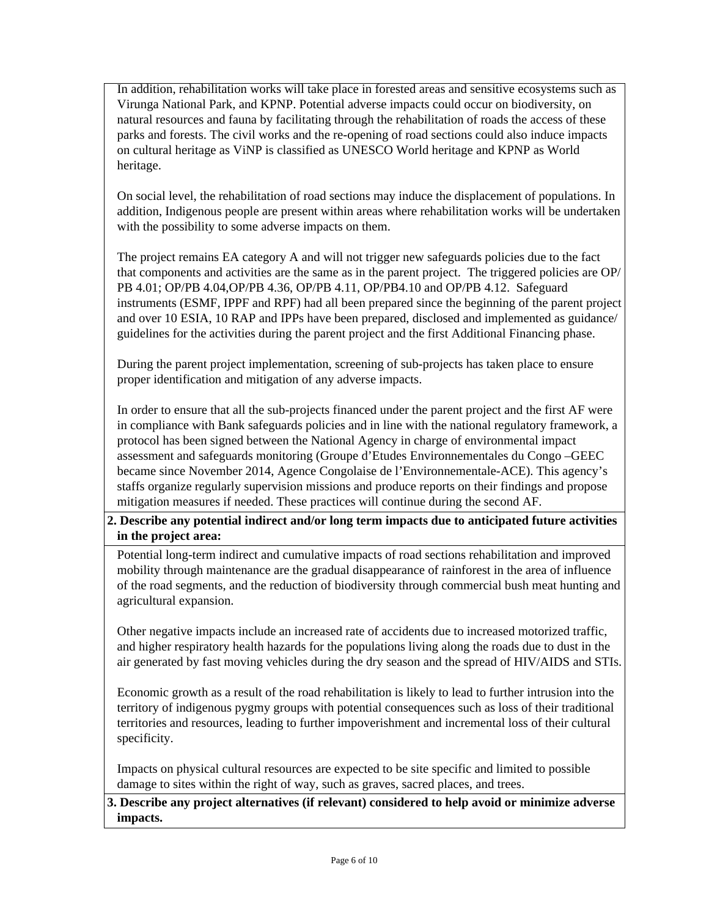In addition, rehabilitation works will take place in forested areas and sensitive ecosystems such as Virunga National Park, and KPNP. Potential adverse impacts could occur on biodiversity, on natural resources and fauna by facilitating through the rehabilitation of roads the access of these parks and forests. The civil works and the re-opening of road sections could also induce impacts on cultural heritage as ViNP is classified as UNESCO World heritage and KPNP as World heritage.

On social level, the rehabilitation of road sections may induce the displacement of populations. In addition, Indigenous people are present within areas where rehabilitation works will be undertaken with the possibility to some adverse impacts on them.

The project remains EA category A and will not trigger new safeguards policies due to the fact that components and activities are the same as in the parent project. The triggered policies are OP/PB 4.01; OP/PB 4.04,OP/PB 4.36, OP/PB 4.11, OP/PB4.10 and OP/PB 4.12. Safeguard instruments (ESMF, IPPF and RPF) had all been prepared since the beginning of the parent project and over 10 ESIA, 10 RAP and IPPs have been prepared, disclosed and implemented as guidance/guidelines for the activities during the parent project and the first Additional Financing phase.

During the parent project implementation, screening of sub-projects has taken place to ensure proper identification and mitigation of any adverse impacts.

In order to ensure that all the sub-projects financed under the parent project and the first AF were in compliance with Bank safeguards policies and in line with the national regulatory framework, a protocol has been signed between the National Agency in charge of environmental impact assessment and safeguards monitoring (Groupe d'Etudes Environnementales du Congo –GEEC became since November 2014, Agence Congolaise de l'Environnementale-ACE). This agency's staffs organize regularly supervision missions and produce reports on their findings and propose mitigation measures if needed. These practices will continue during the second AF.

**2. Describe any potential indirect and/or long term impacts due to anticipated future activities in the project area:**

Potential long-term indirect and cumulative impacts of road sections rehabilitation and improved mobility through maintenance are the gradual disappearance of rainforest in the area of influence of the road segments, and the reduction of biodiversity through commercial bush meat hunting and agricultural expansion.

Other negative impacts include an increased rate of accidents due to increased motorized traffic, and higher respiratory health hazards for the populations living along the roads due to dust in the air generated by fast moving vehicles during the dry season and the spread of HIV/AIDS and STIs.

Economic growth as a result of the road rehabilitation is likely to lead to further intrusion into the territory of indigenous pygmy groups with potential consequences such as loss of their traditional territories and resources, leading to further impoverishment and incremental loss of their cultural specificity.

Impacts on physical cultural resources are expected to be site specific and limited to possible damage to sites within the right of way, such as graves, sacred places, and trees.

**3. Describe any project alternatives (if relevant) considered to help avoid or minimize adverse impacts.**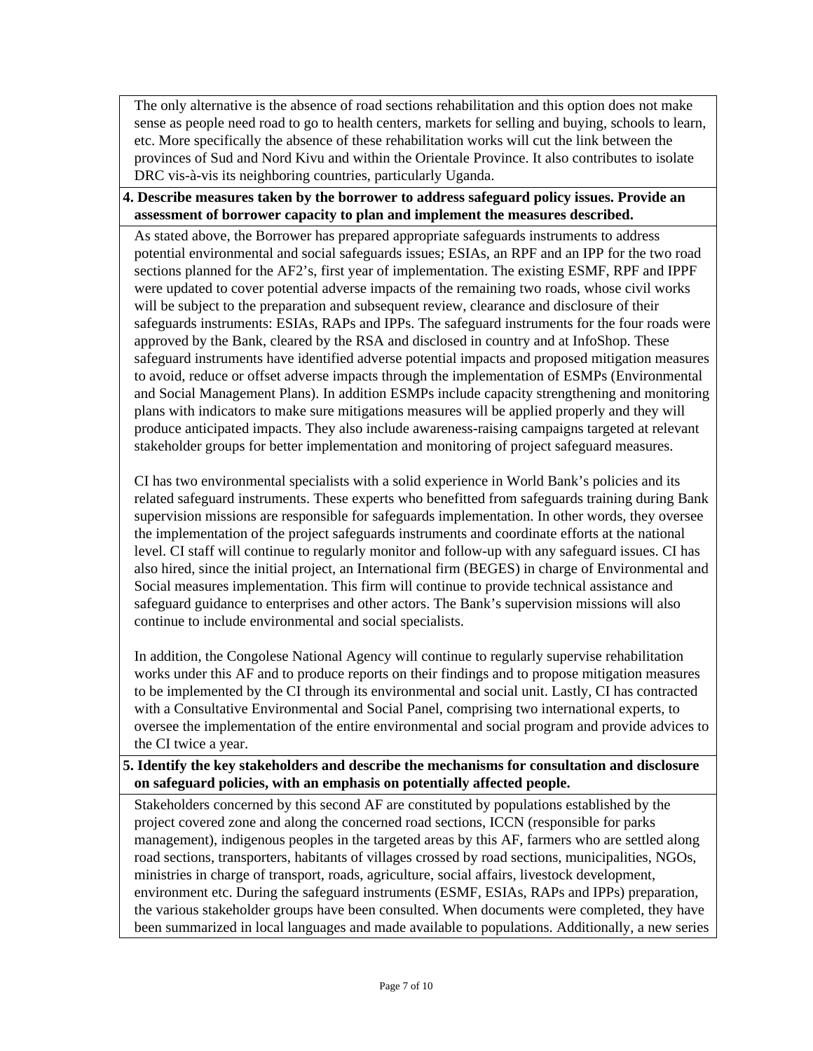The only alternative is the absence of road sections rehabilitation and this option does not make sense as people need road to go to health centers, markets for selling and buying, schools to learn, etc. More specifically the absence of these rehabilitation works will cut the link between the provinces of Sud and Nord Kivu and within the Orientale Province. It also contributes to isolate DRC vis-à-vis its neighboring countries, particularly Uganda.

**4. Describe measures taken by the borrower to address safeguard policy issues. Provide an assessment of borrower capacity to plan and implement the measures described.**

As stated above, the Borrower has prepared appropriate safeguards instruments to address potential environmental and social safeguards issues; ESIAs, an RPF and an IPP for the two road sections planned for the AF2's, first year of implementation. The existing ESMF, RPF and IPPF were updated to cover potential adverse impacts of the remaining two roads, whose civil works will be subject to the preparation and subsequent review, clearance and disclosure of their safeguards instruments: ESIAs, RAPs and IPPs. The safeguard instruments for the four roads were approved by the Bank, cleared by the RSA and disclosed in country and at InfoShop. These safeguard instruments have identified adverse potential impacts and proposed mitigation measures to avoid, reduce or offset adverse impacts through the implementation of ESMPs (Environmental and Social Management Plans). In addition ESMPs include capacity strengthening and monitoring plans with indicators to make sure mitigations measures will be applied properly and they will produce anticipated impacts. They also include awareness-raising campaigns targeted at relevant stakeholder groups for better implementation and monitoring of project safeguard measures.

CI has two environmental specialists with a solid experience in World Bank's policies and its related safeguard instruments. These experts who benefitted from safeguards training during Bank supervision missions are responsible for safeguards implementation. In other words, they oversee the implementation of the project safeguards instruments and coordinate efforts at the national level. CI staff will continue to regularly monitor and follow-up with any safeguard issues. CI has also hired, since the initial project, an International firm (BEGES) in charge of Environmental and Social measures implementation. This firm will continue to provide technical assistance and safeguard guidance to enterprises and other actors. The Bank's supervision missions will also continue to include environmental and social specialists.

In addition, the Congolese National Agency will continue to regularly supervise rehabilitation works under this AF and to produce reports on their findings and to propose mitigation measures to be implemented by the CI through its environmental and social unit. Lastly, CI has contracted with a Consultative Environmental and Social Panel, comprising two international experts, to oversee the implementation of the entire environmental and social program and provide advices to the CI twice a year.

**5. Identify the key stakeholders and describe the mechanisms for consultation and disclosure on safeguard policies, with an emphasis on potentially affected people.**

Stakeholders concerned by this second AF are constituted by populations established by the project covered zone and along the concerned road sections, ICCN (responsible for parks management), indigenous peoples in the targeted areas by this AF, farmers who are settled along road sections, transporters, habitants of villages crossed by road sections, municipalities, NGOs, ministries in charge of transport, roads, agriculture, social affairs, livestock development, environment etc. During the safeguard instruments (ESMF, ESIAs, RAPs and IPPs) preparation, the various stakeholder groups have been consulted. When documents were completed, they have been summarized in local languages and made available to populations. Additionally, a new series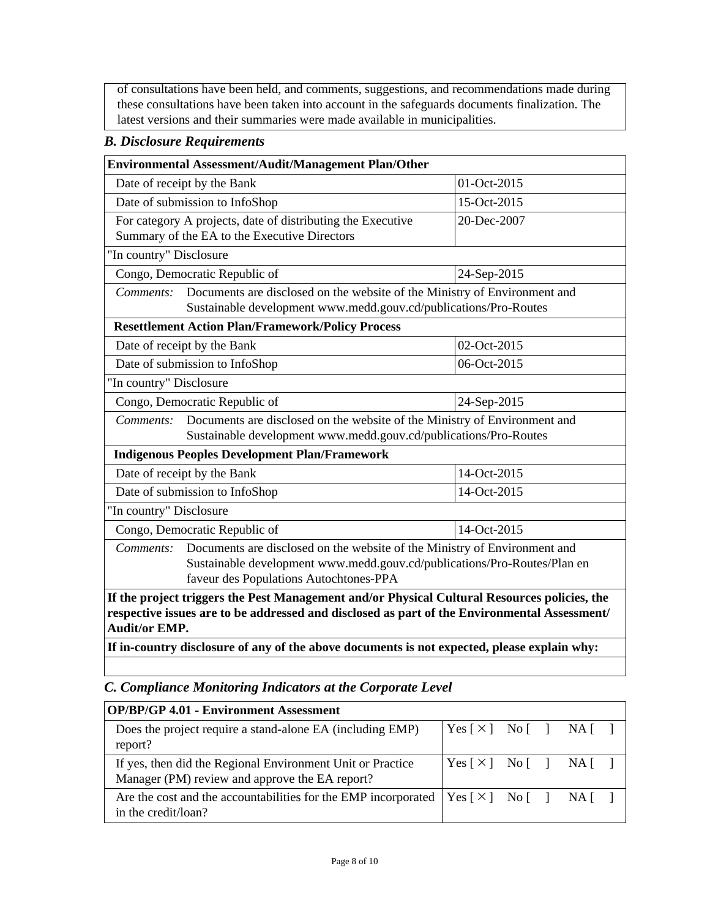of consultations have been held, and comments, suggestions, and recommendations made during these consultations have been taken into account in the safeguards documents finalization. The latest versions and their summaries were made available in municipalities.

### *B. Disclosure Requirements*

| **Environmental Assessment/Audit/Management Plan/Other** | |
|---|---|
| Date of receipt by the Bank | 01-Oct-2015 |
| Date of submission to InfoShop | 15-Oct-2015 |
| For category A projects, date of distributing the Executive Summary of the EA to the Executive Directors | 20-Dec-2007 |
| "In country" Disclosure | |
| Congo, Democratic Republic of | 24-Sep-2015 |
| *Comments:* Documents are disclosed on the website of the Ministry of Environment and Sustainable development www.medd.gouv.cd/publications/Pro-Routes | |
| **Resettlement Action Plan/Framework/Policy Process** | |
| Date of receipt by the Bank | 02-Oct-2015 |
| Date of submission to InfoShop | 06-Oct-2015 |
| "In country" Disclosure | |
| Congo, Democratic Republic of | 24-Sep-2015 |
| *Comments:* Documents are disclosed on the website of the Ministry of Environment and Sustainable development www.medd.gouv.cd/publications/Pro-Routes | |
| **Indigenous Peoples Development Plan/Framework** | |
| Date of receipt by the Bank | 14-Oct-2015 |
| Date of submission to InfoShop | 14-Oct-2015 |
| "In country" Disclosure | |
| Congo, Democratic Republic of | 14-Oct-2015 |
| *Comments:* Documents are disclosed on the website of the Ministry of Environment and Sustainable development www.medd.gouv.cd/publications/Pro-Routes/Plan en faveur des Populations Autochtones-PPA | |
| **If the project triggers the Pest Management and/or Physical Cultural Resources policies, the respective issues are to be addressed and disclosed as part of the Environmental Assessment/ Audit/or EMP.** | |
| **If in-country disclosure of any of the above documents is not expected, please explain why:** | |
| | |

### *C. Compliance Monitoring Indicators at the Corporate Level*

| **OP/BP/GP 4.01 - Environment Assessment** | |
|---|---|
| Does the project require a stand-alone EA (including EMP) report? | Yes [ × ] No [ ] NA [ ] |
| If yes, then did the Regional Environment Unit or Practice Manager (PM) review and approve the EA report? | Yes [ × ] No [ ] NA [ ] |
| Are the cost and the accountabilities for the EMP incorporated in the credit/loan? | Yes [ × ] No [ ] NA [ ] |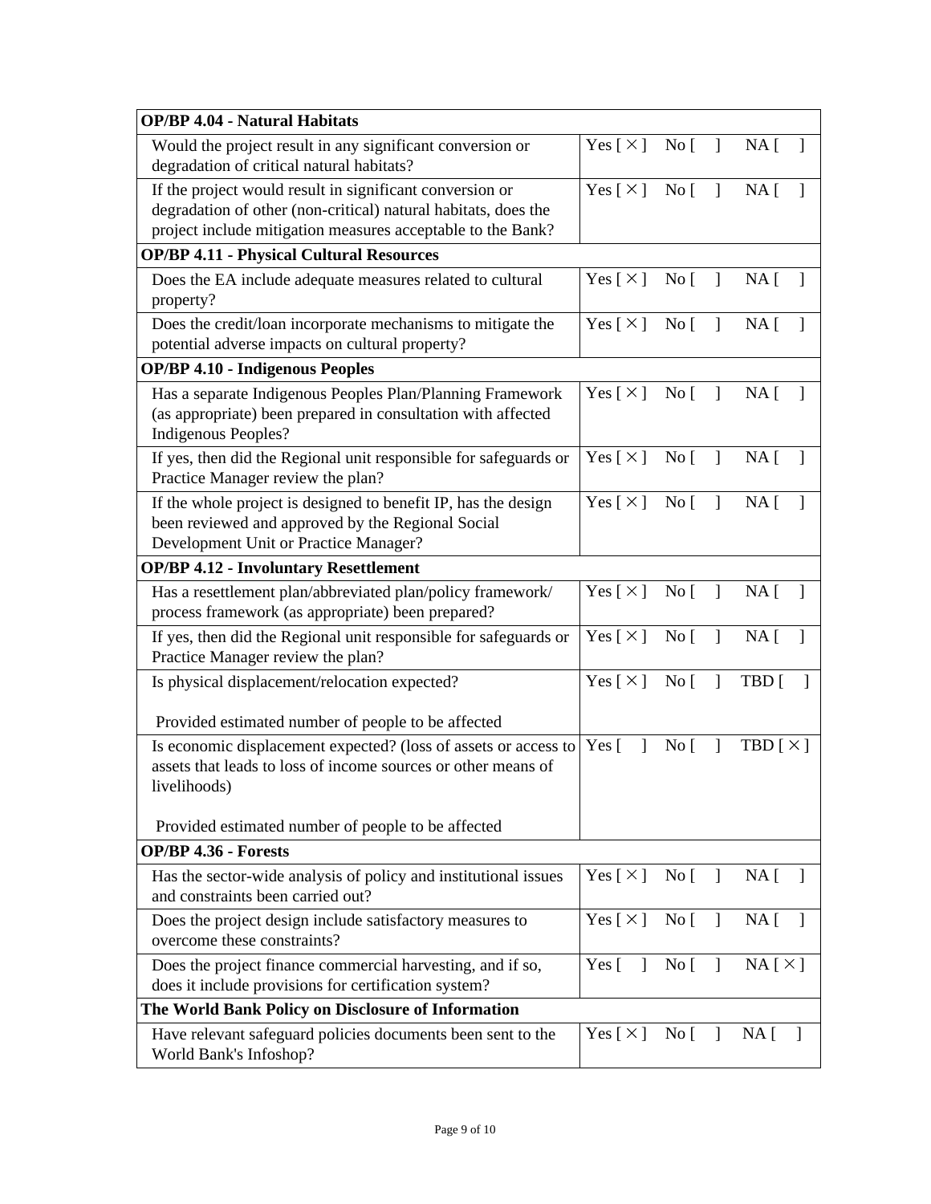| OP/BP 4.04 - Natural Habitats | |
|---|---|
| Would the project result in any significant conversion or degradation of critical natural habitats? | Yes [ × ] No [ ] NA [ ] |
| If the project would result in significant conversion or degradation of other (non-critical) natural habitats, does the project include mitigation measures acceptable to the Bank? | Yes [ × ] No [ ] NA [ ] |
| **OP/BP 4.11 - Physical Cultural Resources** | |
| Does the EA include adequate measures related to cultural property? | Yes [ × ] No [ ] NA [ ] |
| Does the credit/loan incorporate mechanisms to mitigate the potential adverse impacts on cultural property? | Yes [ × ] No [ ] NA [ ] |
| **OP/BP 4.10 - Indigenous Peoples** | |
| Has a separate Indigenous Peoples Plan/Planning Framework (as appropriate) been prepared in consultation with affected Indigenous Peoples? | Yes [ × ] No [ ] NA [ ] |
| If yes, then did the Regional unit responsible for safeguards or Practice Manager review the plan? | Yes [ × ] No [ ] NA [ ] |
| If the whole project is designed to benefit IP, has the design been reviewed and approved by the Regional Social Development Unit or Practice Manager? | Yes [ × ] No [ ] NA [ ] |
| **OP/BP 4.12 - Involuntary Resettlement** | |
| Has a resettlement plan/abbreviated plan/policy framework/ process framework (as appropriate) been prepared? | Yes [ × ] No [ ] NA [ ] |
| If yes, then did the Regional unit responsible for safeguards or Practice Manager review the plan? | Yes [ × ] No [ ] NA [ ] |
| Is physical displacement/relocation expected?<br><br>Provided estimated number of people to be affected | Yes [ × ] No [ ] TBD [ ] |
| Is economic displacement expected? (loss of assets or access to assets that leads to loss of income sources or other means of livelihoods)<br><br>Provided estimated number of people to be affected | Yes [ ] No [ ] TBD [ × ] |
| **OP/BP 4.36 - Forests** | |
| Has the sector-wide analysis of policy and institutional issues and constraints been carried out? | Yes [ × ] No [ ] NA [ ] |
| Does the project design include satisfactory measures to overcome these constraints? | Yes [ × ] No [ ] NA [ ] |
| Does the project finance commercial harvesting, and if so, does it include provisions for certification system? | Yes [ ] No [ ] NA [ × ] |
| **The World Bank Policy on Disclosure of Information** | |
| Have relevant safeguard policies documents been sent to the World Bank's Infoshop? | Yes [ × ] No [ ] NA [ ] |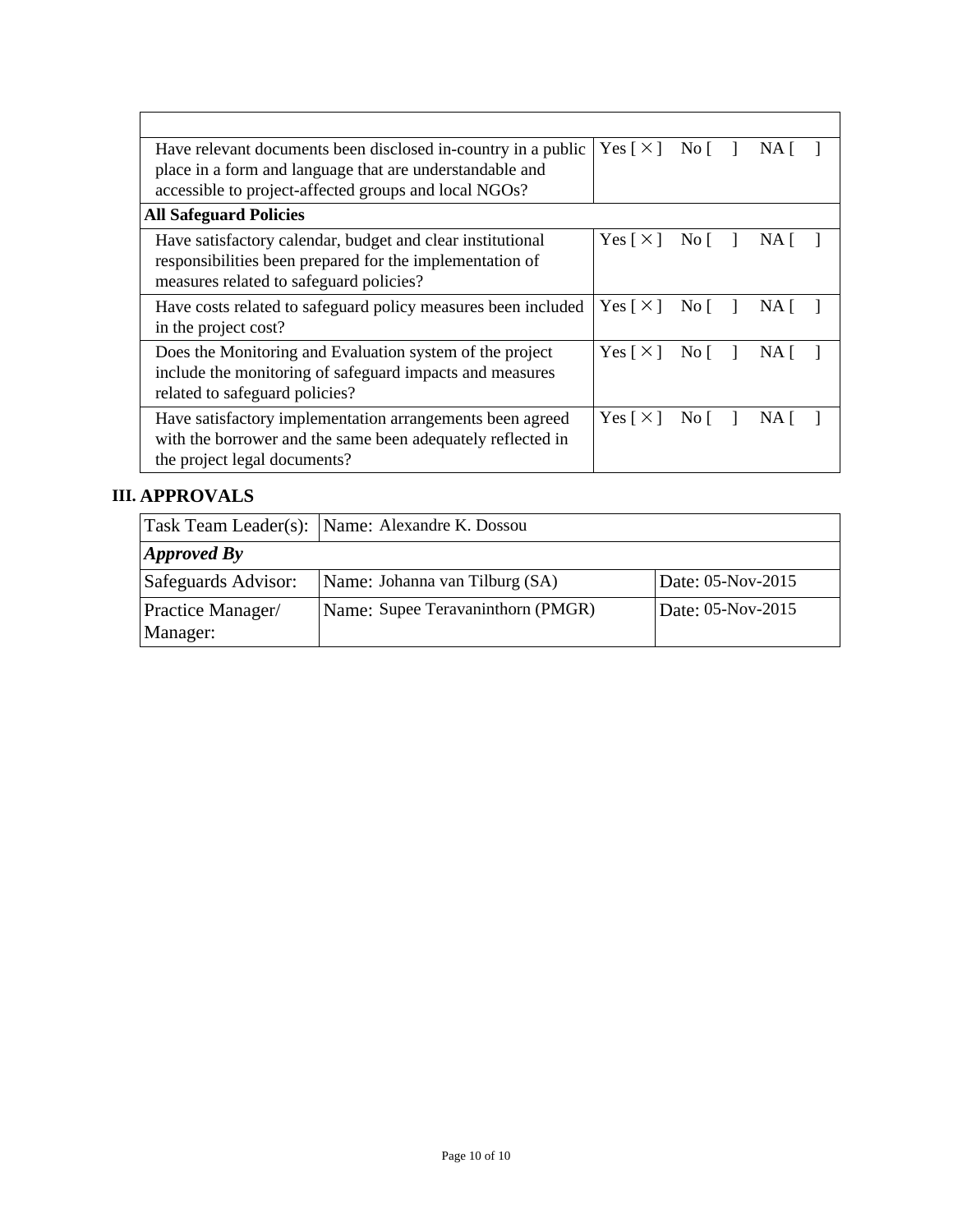| | |
|---|---|
| Have relevant documents been disclosed in-country in a public place in a form and language that are understandable and accessible to project-affected groups and local NGOs? | Yes [ × ] No [ ] NA [ ] |
| **All Safeguard Policies** | |
| Have satisfactory calendar, budget and clear institutional responsibilities been prepared for the implementation of measures related to safeguard policies? | Yes [ × ] No [ ] NA [ ] |
| Have costs related to safeguard policy measures been included in the project cost? | Yes [ × ] No [ ] NA [ ] |
| Does the Monitoring and Evaluation system of the project include the monitoring of safeguard impacts and measures related to safeguard policies? | Yes [ × ] No [ ] NA [ ] |
| Have satisfactory implementation arrangements been agreed with the borrower and the same been adequately reflected in the project legal documents? | Yes [ × ] No [ ] NA [ ] |

## III. APPROVALS

| | | |
|---|---|---|
| Task Team Leader(s): | Name: Alexandre K. Dossou | |
| ***Approved By*** | | |
| Safeguards Advisor: | Name: Johanna van Tilburg (SA) | Date: 05-Nov-2015 |
| Practice Manager/ Manager: | Name: Supee Teravaninthorn (PMGR) | Date: 05-Nov-2015 |